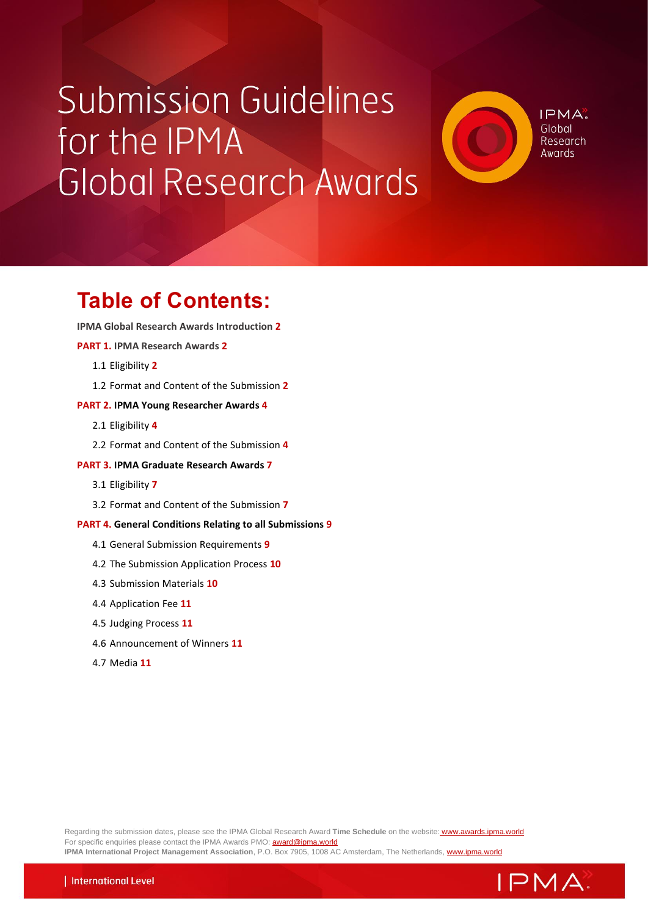# Submission Guidelines for the IPMA Global Research Awards

## Table of Contents:

**IPMA Global Research Awards Introduction 2**

**PART 1. IPMA Research Awards 2**

- 1.1 Eligibility **2**
- 1.2 Format and Content of the Submission **2**

**PART 2. IPMA Young Researcher Awards 4**

- 2.1 Eligibility **4**
- 2.2 Format and Content of the Submission **4**

**PART 3. IPMA Graduate Research Awards 7**

- 3.1 Eligibility **7**
- 3.2 Format and Content of the Submission **7**

**PART 4. General Conditions Relating to all Submissions 9**

- 4.1 General Submission Requirements **9**
- 4.2 The Submission Application Process **10**
- 4.3 Submission Materials **10**
- 4.4 Application Fee **11**
- 4.5 Judging Process **11**
- 4.6 Announcement of Winners **11**
- 4.7 Media **11**

Regarding the submission dates, please see the IPMA Global Research Award **Time Schedule** on the website: www.awards.ipma.world
For specific enquiries please contact the IPMA Awards PMO: award@ipma.world
**IPMA International Project Management Association**, P.O. Box 7905, 1008 AC Amsterdam, The Netherlands, www.ipma.world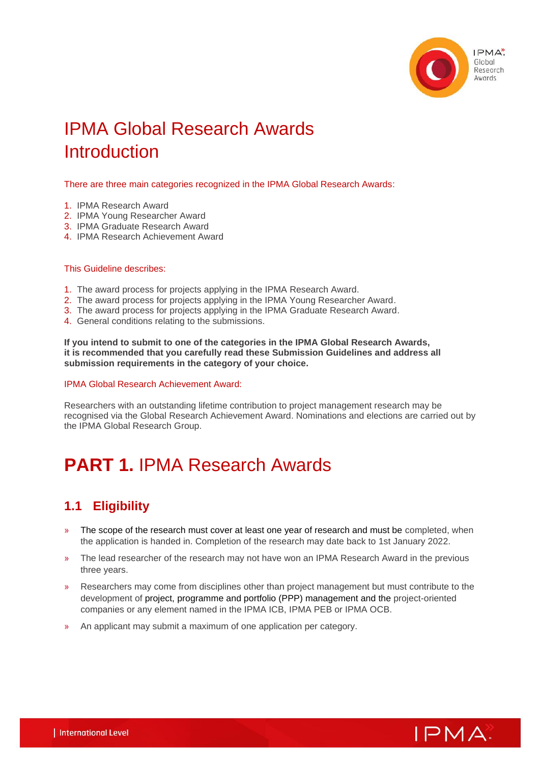# IPMA Global Research Awards Introduction

There are three main categories recognized in the IPMA Global Research Awards:

1. IPMA Research Award
2. IPMA Young Researcher Award
3. IPMA Graduate Research Award
4. IPMA Research Achievement Award

This Guideline describes:

1. The award process for projects applying in the IPMA Research Award.
2. The award process for projects applying in the IPMA Young Researcher Award.
3. The award process for projects applying in the IPMA Graduate Research Award.
4. General conditions relating to the submissions.

**If you intend to submit to one of the categories in the IPMA Global Research Awards, it is recommended that you carefully read these Submission Guidelines and address all submission requirements in the category of your choice.**

IPMA Global Research Achievement Award:

Researchers with an outstanding lifetime contribution to project management research may be recognised via the Global Research Achievement Award. Nominations and elections are carried out by the IPMA Global Research Group.

# PART 1. IPMA Research Awards

## 1.1 Eligibility

- The scope of the research must cover at least one year of research and must be completed, when the application is handed in. Completion of the research may date back to 1st January 2022.
- The lead researcher of the research may not have won an IPMA Research Award in the previous three years.
- Researchers may come from disciplines other than project management but must contribute to the development of project, programme and portfolio (PPP) management and the project-oriented companies or any element named in the IPMA ICB, IPMA PEB or IPMA OCB.
- An applicant may submit a maximum of one application per category.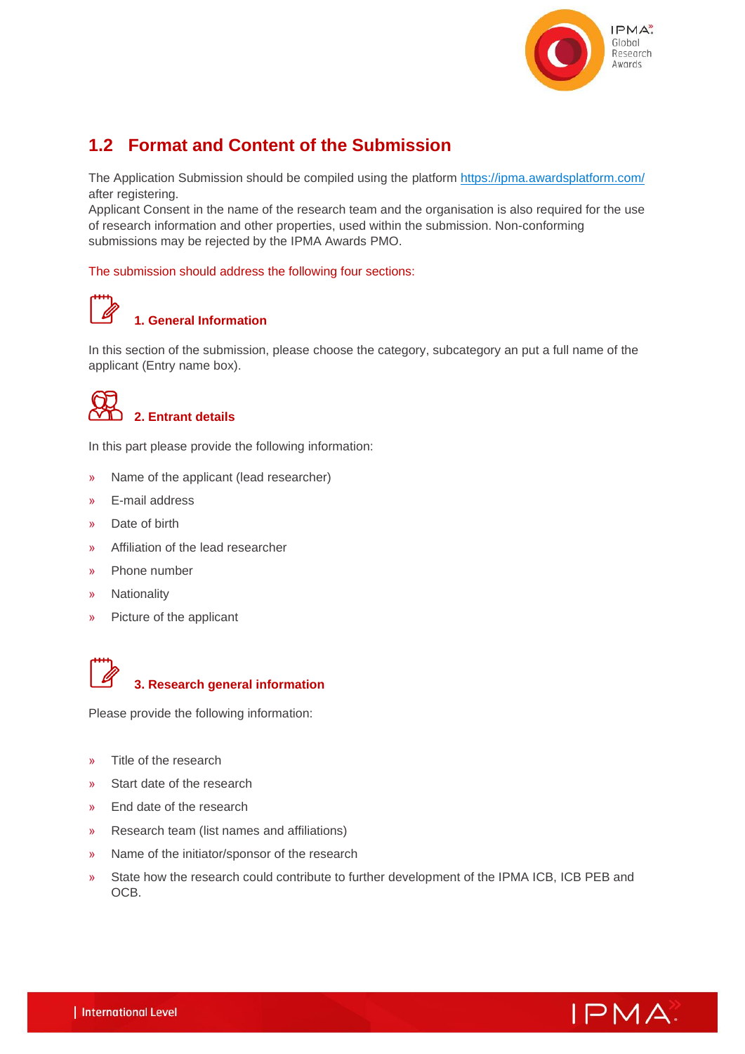## 1.2 Format and Content of the Submission

The Application Submission should be compiled using the platform https://ipma.awardsplatform.com/ after registering.
Applicant Consent in the name of the research team and the organisation is also required for the use of research information and other properties, used within the submission. Non-conforming submissions may be rejected by the IPMA Awards PMO.

The submission should address the following four sections:

### 1. General Information

In this section of the submission, please choose the category, subcategory an put a full name of the applicant (Entry name box).

### 2. Entrant details

In this part please provide the following information:

- Name of the applicant (lead researcher)
- E-mail address
- Date of birth
- Affiliation of the lead researcher
- Phone number
- Nationality
- Picture of the applicant

### 3. Research general information

Please provide the following information:

- Title of the research
- Start date of the research
- End date of the research
- Research team (list names and affiliations)
- Name of the initiator/sponsor of the research
- State how the research could contribute to further development of the IPMA ICB, ICB PEB and OCB.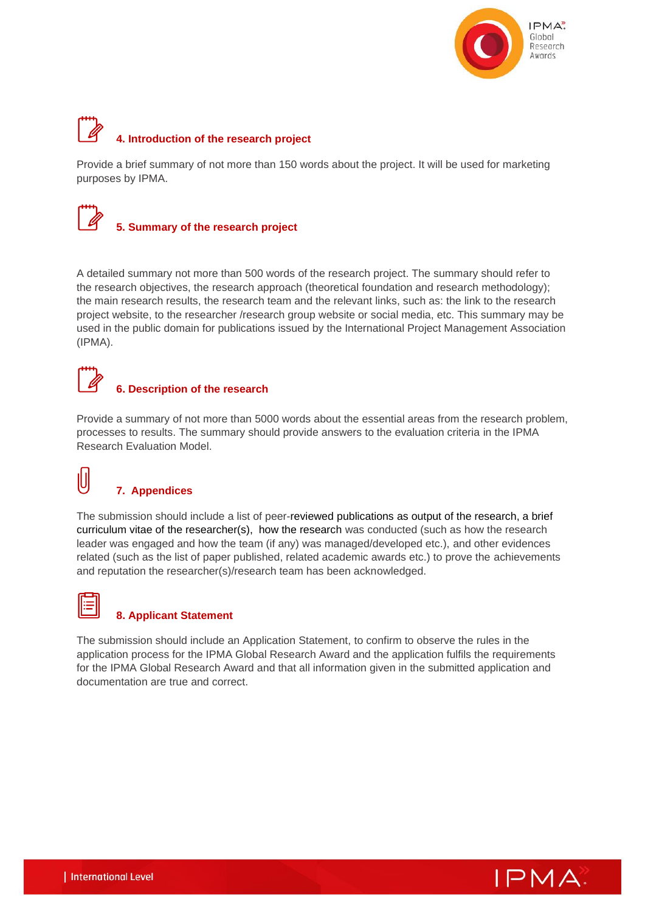### 4. Introduction of the research project

Provide a brief summary of not more than 150 words about the project. It will be used for marketing purposes by IPMA.

### 5. Summary of the research project

A detailed summary not more than 500 words of the research project. The summary should refer to the research objectives, the research approach (theoretical foundation and research methodology); the main research results, the research team and the relevant links, such as: the link to the research project website, to the researcher /research group website or social media, etc. This summary may be used in the public domain for publications issued by the International Project Management Association (IPMA).

### 6. Description of the research

Provide a summary of not more than 5000 words about the essential areas from the research problem, processes to results. The summary should provide answers to the evaluation criteria in the IPMA Research Evaluation Model.

### 7. Appendices

The submission should include a list of peer-reviewed publications as output of the research, a brief curriculum vitae of the researcher(s), how the research was conducted (such as how the research leader was engaged and how the team (if any) was managed/developed etc.), and other evidences related (such as the list of paper published, related academic awards etc.) to prove the achievements and reputation the researcher(s)/research team has been acknowledged.

### 8. Applicant Statement

The submission should include an Application Statement, to confirm to observe the rules in the application process for the IPMA Global Research Award and the application fulfils the requirements for the IPMA Global Research Award and that all information given in the submitted application and documentation are true and correct.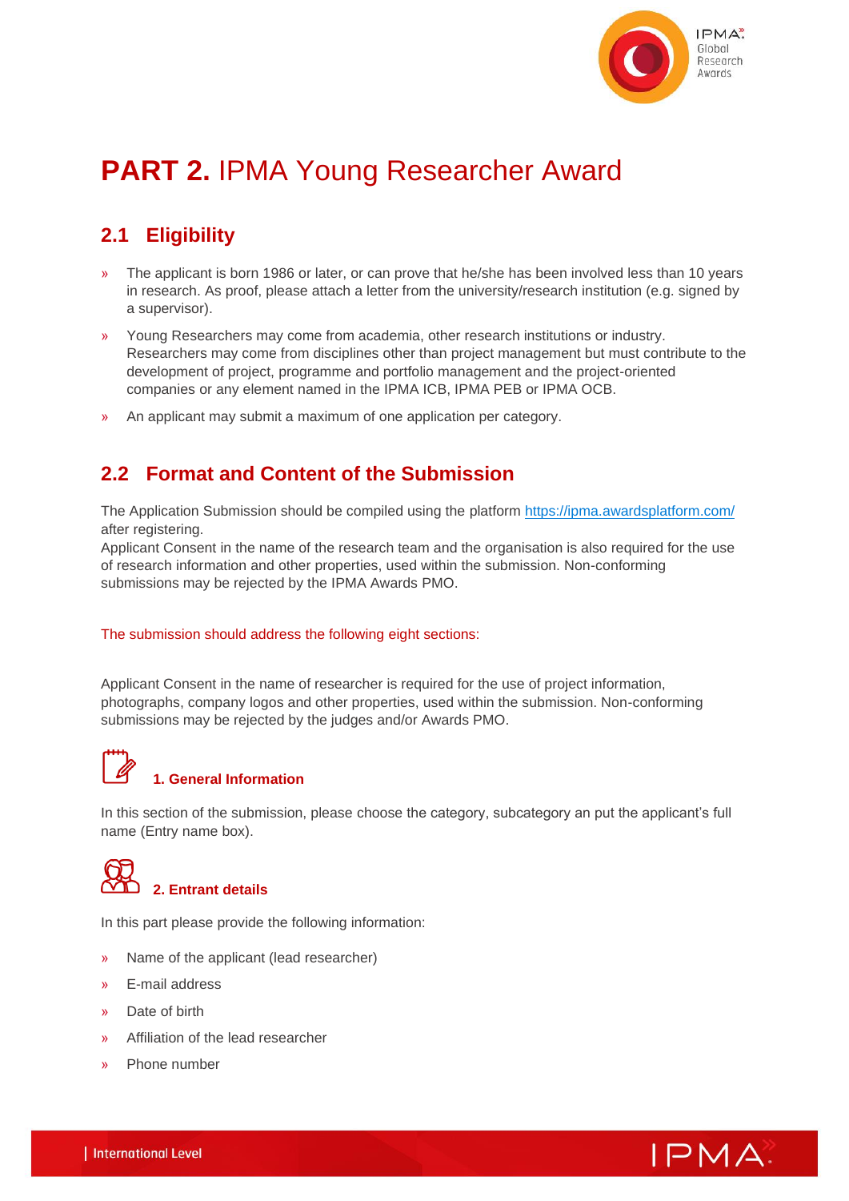# **PART 2.** IPMA Young Researcher Award

## 2.1 Eligibility

- The applicant is born 1986 or later, or can prove that he/she has been involved less than 10 years in research. As proof, please attach a letter from the university/research institution (e.g. signed by a supervisor).
- Young Researchers may come from academia, other research institutions or industry. Researchers may come from disciplines other than project management but must contribute to the development of project, programme and portfolio management and the project-oriented companies or any element named in the IPMA ICB, IPMA PEB or IPMA OCB.
- An applicant may submit a maximum of one application per category.

## 2.2 Format and Content of the Submission

The Application Submission should be compiled using the platform https://ipma.awardsplatform.com/ after registering.
Applicant Consent in the name of the research team and the organisation is also required for the use of research information and other properties, used within the submission. Non-conforming submissions may be rejected by the IPMA Awards PMO.

The submission should address the following eight sections:

Applicant Consent in the name of researcher is required for the use of project information, photographs, company logos and other properties, used within the submission. Non-conforming submissions may be rejected by the judges and/or Awards PMO.

### 1. General Information

In this section of the submission, please choose the category, subcategory an put the applicant's full name (Entry name box).

### 2. Entrant details

In this part please provide the following information:

- Name of the applicant (lead researcher)
- E-mail address
- Date of birth
- Affiliation of the lead researcher
- Phone number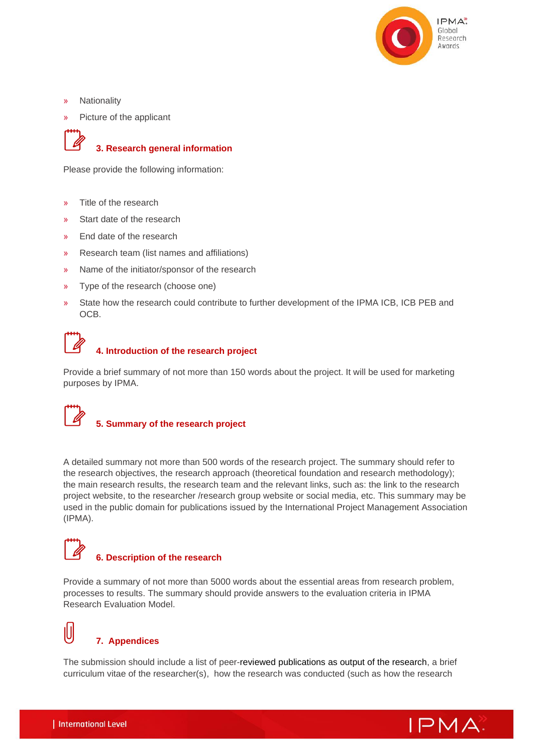- Nationality
- Picture of the applicant

### 3. Research general information

Please provide the following information:

- Title of the research
- Start date of the research
- End date of the research
- Research team (list names and affiliations)
- Name of the initiator/sponsor of the research
- Type of the research (choose one)
- State how the research could contribute to further development of the IPMA ICB, ICB PEB and OCB.

### 4. Introduction of the research project

Provide a brief summary of not more than 150 words about the project. It will be used for marketing purposes by IPMA.

### 5. Summary of the research project

A detailed summary not more than 500 words of the research project. The summary should refer to the research objectives, the research approach (theoretical foundation and research methodology); the main research results, the research team and the relevant links, such as: the link to the research project website, to the researcher /research group website or social media, etc. This summary may be used in the public domain for publications issued by the International Project Management Association (IPMA).

### 6. Description of the research

Provide a summary of not more than 5000 words about the essential areas from research problem, processes to results. The summary should provide answers to the evaluation criteria in IPMA Research Evaluation Model.

### 7. Appendices

The submission should include a list of peer-reviewed publications as output of the research, a brief curriculum vitae of the researcher(s), how the research was conducted (such as how the research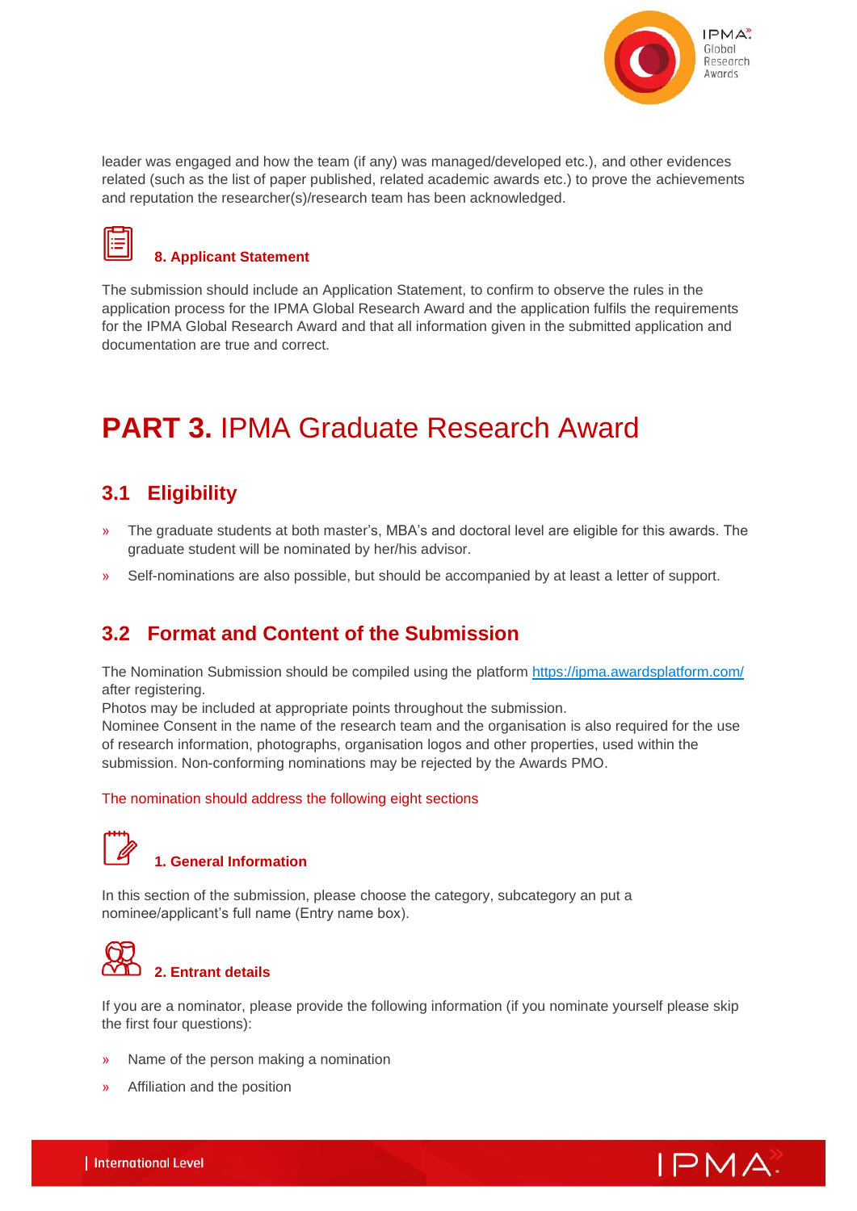leader was engaged and how the team (if any) was managed/developed etc.), and other evidences related (such as the list of paper published, related academic awards etc.) to prove the achievements and reputation the researcher(s)/research team has been acknowledged.

### 8. Applicant Statement

The submission should include an Application Statement, to confirm to observe the rules in the application process for the IPMA Global Research Award and the application fulfils the requirements for the IPMA Global Research Award and that all information given in the submitted application and documentation are true and correct.

# PART 3. IPMA Graduate Research Award

## 3.1 Eligibility

- The graduate students at both master's, MBA's and doctoral level are eligible for this awards. The graduate student will be nominated by her/his advisor.
- Self-nominations are also possible, but should be accompanied by at least a letter of support.

## 3.2 Format and Content of the Submission

The Nomination Submission should be compiled using the platform https://ipma.awardsplatform.com/ after registering.
Photos may be included at appropriate points throughout the submission.
Nominee Consent in the name of the research team and the organisation is also required for the use of research information, photographs, organisation logos and other properties, used within the submission. Non-conforming nominations may be rejected by the Awards PMO.

The nomination should address the following eight sections

### 1. General Information

In this section of the submission, please choose the category, subcategory an put a nominee/applicant's full name (Entry name box).

### 2. Entrant details

If you are a nominator, please provide the following information (if you nominate yourself please skip the first four questions):

- Name of the person making a nomination
- Affiliation and the position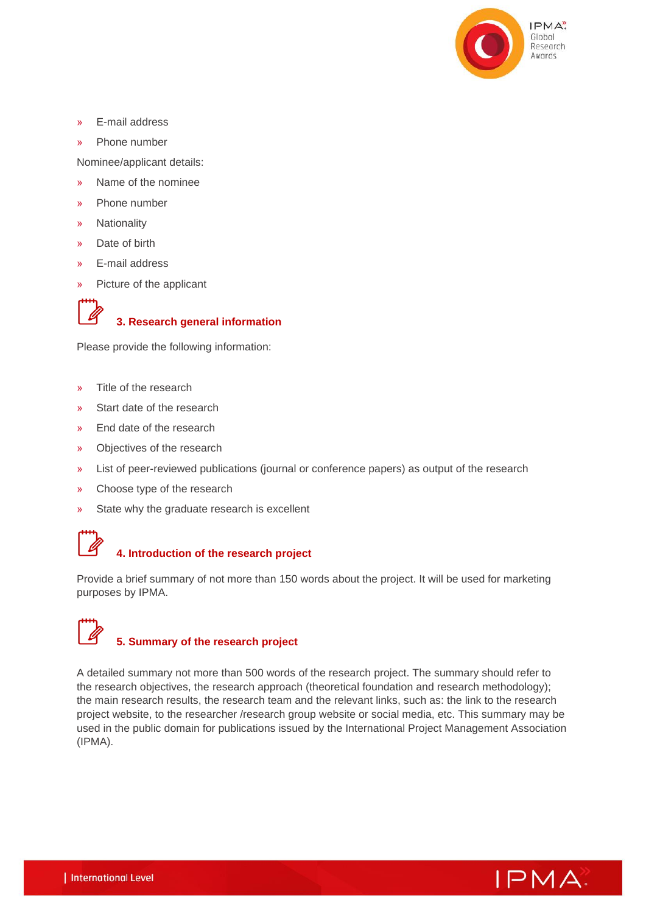- E-mail address
- Phone number

Nominee/applicant details:

- Name of the nominee
- Phone number
- Nationality
- Date of birth
- E-mail address
- Picture of the applicant

## 3. Research general information

Please provide the following information:

- Title of the research
- Start date of the research
- End date of the research
- Objectives of the research
- List of peer-reviewed publications (journal or conference papers) as output of the research
- Choose type of the research
- State why the graduate research is excellent

## 4. Introduction of the research project

Provide a brief summary of not more than 150 words about the project. It will be used for marketing purposes by IPMA.

## 5. Summary of the research project

A detailed summary not more than 500 words of the research project. The summary should refer to the research objectives, the research approach (theoretical foundation and research methodology); the main research results, the research team and the relevant links, such as: the link to the research project website, to the researcher /research group website or social media, etc. This summary may be used in the public domain for publications issued by the International Project Management Association (IPMA).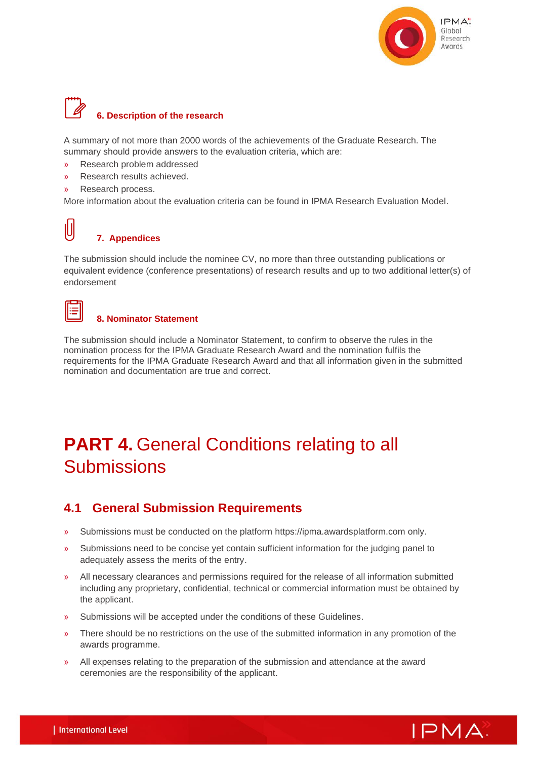### 6. Description of the research

A summary of not more than 2000 words of the achievements of the Graduate Research. The summary should provide answers to the evaluation criteria, which are:

- Research problem addressed
- Research results achieved.
- Research process.

More information about the evaluation criteria can be found in IPMA Research Evaluation Model.

### 7. Appendices

The submission should include the nominee CV, no more than three outstanding publications or equivalent evidence (conference presentations) of research results and up to two additional letter(s) of endorsement

### 8. Nominator Statement

The submission should include a Nominator Statement, to confirm to observe the rules in the nomination process for the IPMA Graduate Research Award and the nomination fulfils the requirements for the IPMA Graduate Research Award and that all information given in the submitted nomination and documentation are true and correct.

# PART 4. General Conditions relating to all Submissions

## 4.1 General Submission Requirements

- Submissions must be conducted on the platform https://ipma.awardsplatform.com only.
- Submissions need to be concise yet contain sufficient information for the judging panel to adequately assess the merits of the entry.
- All necessary clearances and permissions required for the release of all information submitted including any proprietary, confidential, technical or commercial information must be obtained by the applicant.
- Submissions will be accepted under the conditions of these Guidelines.
- There should be no restrictions on the use of the submitted information in any promotion of the awards programme.
- All expenses relating to the preparation of the submission and attendance at the award ceremonies are the responsibility of the applicant.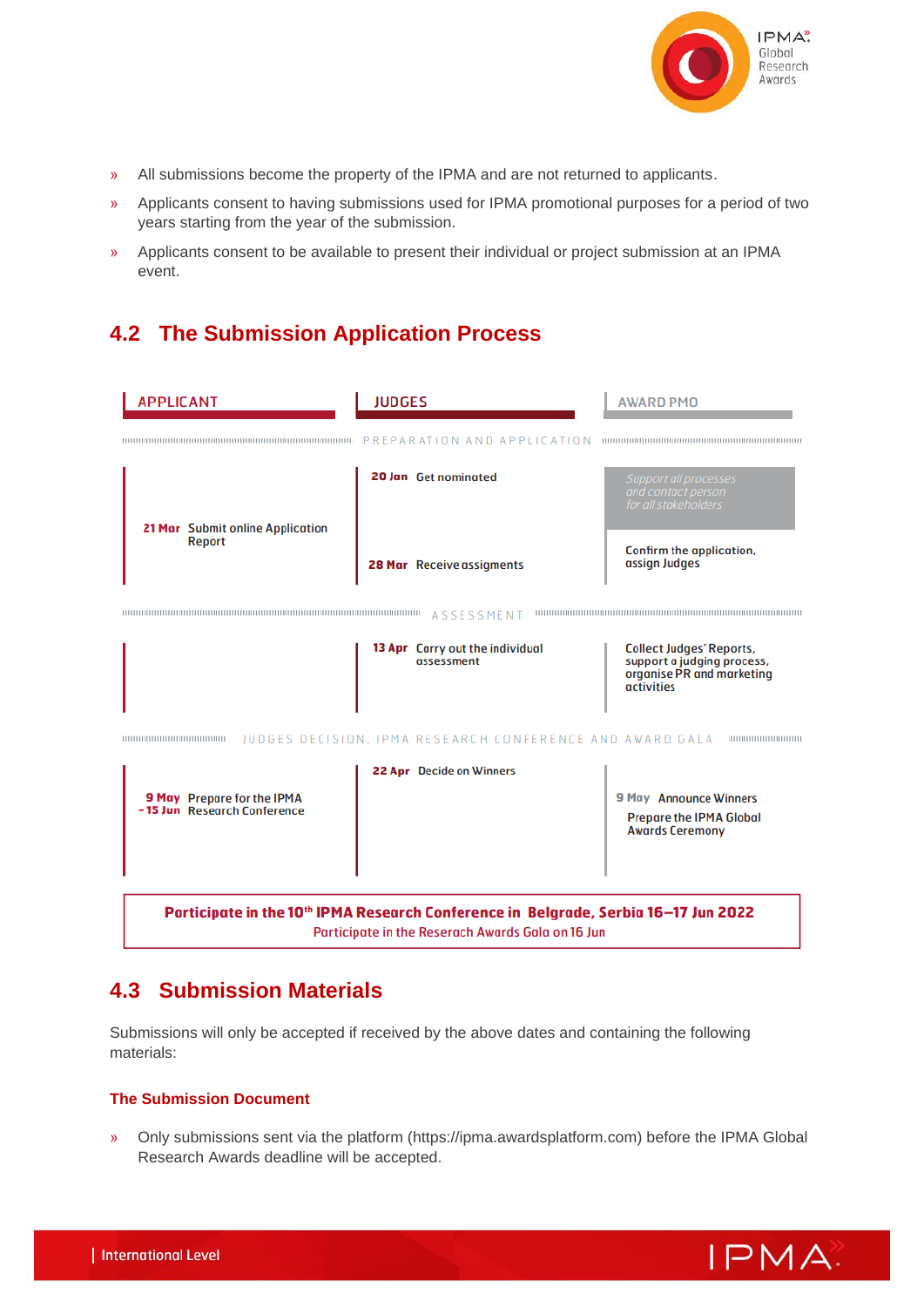- All submissions become the property of the IPMA and are not returned to applicants.
- Applicants consent to having submissions used for IPMA promotional purposes for a period of two years starting from the year of the submission.
- Applicants consent to be available to present their individual or project submission at an IPMA event.

## 4.2 The Submission Application Process

| APPLICANT | JUDGES | AWARD PMO |
|---|---|---|
| **PREPARATION AND APPLICATION** | | |
| **21 Mar** Submit online Application Report | **20 Jan** Get nominated<br>**28 Mar** Receive assigments | *Support all processes and contact person for all stakeholders*<br>Confirm the application, assign Judges |
| **ASSESSMENT** | | |
| | **13 Apr** Carry out the individual assessment | Collect Judges' Reports, support a judging process, organise PR and marketing activities |
| **JUDGES DECISION, IPMA RESEARCH CONFERENCE AND AWARD GALA** | | |
| **9 May – 15 Jun** Prepare for the IPMA Research Conference | **22 Apr** Decide on Winners | **9 May** Announce Winners<br>Prepare the IPMA Global Awards Ceremony |

**Participate in the 10th IPMA Research Conference in Belgrade, Serbia 16–17 Jun 2022**
Participate in the Reserach Awards Gala on 16 Jun

## 4.3 Submission Materials

Submissions will only be accepted if received by the above dates and containing the following materials:

### The Submission Document

- Only submissions sent via the platform (https://ipma.awardsplatform.com) before the IPMA Global Research Awards deadline will be accepted.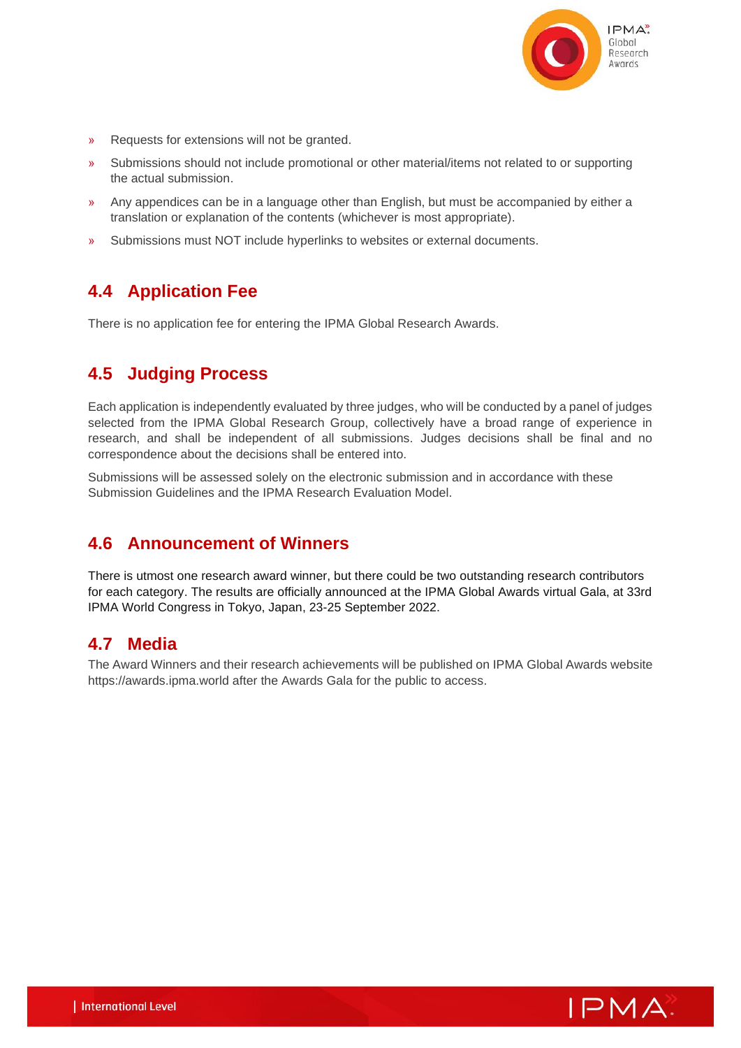- Requests for extensions will not be granted.
- Submissions should not include promotional or other material/items not related to or supporting the actual submission.
- Any appendices can be in a language other than English, but must be accompanied by either a translation or explanation of the contents (whichever is most appropriate).
- Submissions must NOT include hyperlinks to websites or external documents.

## 4.4 Application Fee

There is no application fee for entering the IPMA Global Research Awards.

## 4.5 Judging Process

Each application is independently evaluated by three judges, who will be conducted by a panel of judges selected from the IPMA Global Research Group, collectively have a broad range of experience in research, and shall be independent of all submissions. Judges decisions shall be final and no correspondence about the decisions shall be entered into.

Submissions will be assessed solely on the electronic submission and in accordance with these Submission Guidelines and the IPMA Research Evaluation Model.

## 4.6 Announcement of Winners

There is utmost one research award winner, but there could be two outstanding research contributors for each category. The results are officially announced at the IPMA Global Awards virtual Gala, at 33rd IPMA World Congress in Tokyo, Japan, 23-25 September 2022.

## 4.7 Media

The Award Winners and their research achievements will be published on IPMA Global Awards website https://awards.ipma.world after the Awards Gala for the public to access.